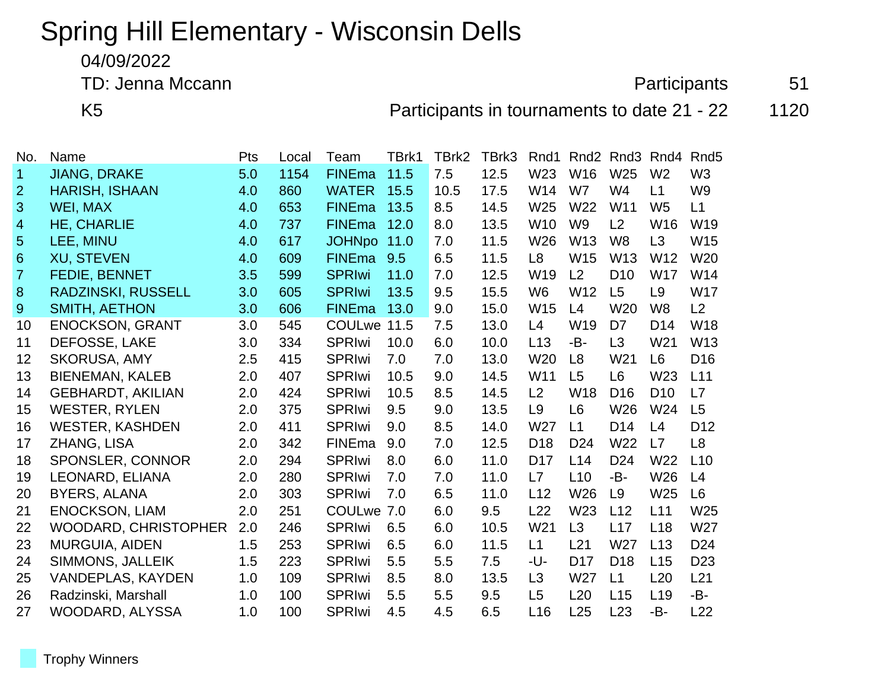# Spring Hill Elementary - Wisconsin Dells

04/09/2022

TD: Jenna Mccann

Participants 51

K5

Participants in tournaments to date 21 - 22 1120

| No. | Name | Pts | Local | Team | TBrk1 | TBrk2 | TBrk3 | Rnd1 | Rnd2 | Rnd3 | Rnd4 | Rnd5 |
|---|---|---|---|---|---|---|---|---|---|---|---|---|
| 1 | JIANG, DRAKE | 5.0 | 1154 | FINEma | 11.5 | 7.5 | 12.5 | W23 | W16 | W25 | W2 | W3 |
| 2 | HARISH, ISHAAN | 4.0 | 860 | WATER | 15.5 | 10.5 | 17.5 | W14 | W7 | W4 | L1 | W9 |
| 3 | WEI, MAX | 4.0 | 653 | FINEma | 13.5 | 8.5 | 14.5 | W25 | W22 | W11 | W5 | L1 |
| 4 | HE, CHARLIE | 4.0 | 737 | FINEma | 12.0 | 8.0 | 13.5 | W10 | W9 | L2 | W16 | W19 |
| 5 | LEE, MINU | 4.0 | 617 | JOHNpo | 11.0 | 7.0 | 11.5 | W26 | W13 | W8 | L3 | W15 |
| 6 | XU, STEVEN | 4.0 | 609 | FINEma | 9.5 | 6.5 | 11.5 | L8 | W15 | W13 | W12 | W20 |
| 7 | FEDIE, BENNET | 3.5 | 599 | SPRIwi | 11.0 | 7.0 | 12.5 | W19 | L2 | D10 | W17 | W14 |
| 8 | RADZINSKI, RUSSELL | 3.0 | 605 | SPRIwi | 13.5 | 9.5 | 15.5 | W6 | W12 | L5 | L9 | W17 |
| 9 | SMITH, AETHON | 3.0 | 606 | FINEma | 13.0 | 9.0 | 15.0 | W15 | L4 | W20 | W8 | L2 |
| 10 | ENOCKSON, GRANT | 3.0 | 545 | COULwe | 11.5 | 7.5 | 13.0 | L4 | W19 | D7 | D14 | W18 |
| 11 | DEFOSSE, LAKE | 3.0 | 334 | SPRIwi | 10.0 | 6.0 | 10.0 | L13 | -B- | L3 | W21 | W13 |
| 12 | SKORUSA, AMY | 2.5 | 415 | SPRIwi | 7.0 | 7.0 | 13.0 | W20 | L8 | W21 | L6 | D16 |
| 13 | BIENEMAN, KALEB | 2.0 | 407 | SPRIwi | 10.5 | 9.0 | 14.5 | W11 | L5 | L6 | W23 | L11 |
| 14 | GEBHARDT, AKILIAN | 2.0 | 424 | SPRIwi | 10.5 | 8.5 | 14.5 | L2 | W18 | D16 | D10 | L7 |
| 15 | WESTER, RYLEN | 2.0 | 375 | SPRIwi | 9.5 | 9.0 | 13.5 | L9 | L6 | W26 | W24 | L5 |
| 16 | WESTER, KASHDEN | 2.0 | 411 | SPRIwi | 9.0 | 8.5 | 14.0 | W27 | L1 | D14 | L4 | D12 |
| 17 | ZHANG, LISA | 2.0 | 342 | FINEma | 9.0 | 7.0 | 12.5 | D18 | D24 | W22 | L7 | L8 |
| 18 | SPONSLER, CONNOR | 2.0 | 294 | SPRIwi | 8.0 | 6.0 | 11.0 | D17 | L14 | D24 | W22 | L10 |
| 19 | LEONARD, ELIANA | 2.0 | 280 | SPRIwi | 7.0 | 7.0 | 11.0 | L7 | L10 | -B- | W26 | L4 |
| 20 | BYERS, ALANA | 2.0 | 303 | SPRIwi | 7.0 | 6.5 | 11.0 | L12 | W26 | L9 | W25 | L6 |
| 21 | ENOCKSON, LIAM | 2.0 | 251 | COULwe | 7.0 | 6.0 | 9.5 | L22 | W23 | L12 | L11 | W25 |
| 22 | WOODARD, CHRISTOPHER | 2.0 | 246 | SPRIwi | 6.5 | 6.0 | 10.5 | W21 | L3 | L17 | L18 | W27 |
| 23 | MURGUIA, AIDEN | 1.5 | 253 | SPRIwi | 6.5 | 6.0 | 11.5 | L1 | L21 | W27 | L13 | D24 |
| 24 | SIMMONS, JALLEIK | 1.5 | 223 | SPRIwi | 5.5 | 5.5 | 7.5 | -U- | D17 | D18 | L15 | D23 |
| 25 | VANDEPLAS, KAYDEN | 1.0 | 109 | SPRIwi | 8.5 | 8.0 | 13.5 | L3 | W27 | L1 | L20 | L21 |
| 26 | Radzinski, Marshall | 1.0 | 100 | SPRIwi | 5.5 | 5.5 | 9.5 | L5 | L20 | L15 | L19 | -B- |
| 27 | WOODARD, ALYSSA | 1.0 | 100 | SPRIwi | 4.5 | 4.5 | 6.5 | L16 | L25 | L23 | -B- | L22 |

Trophy Winners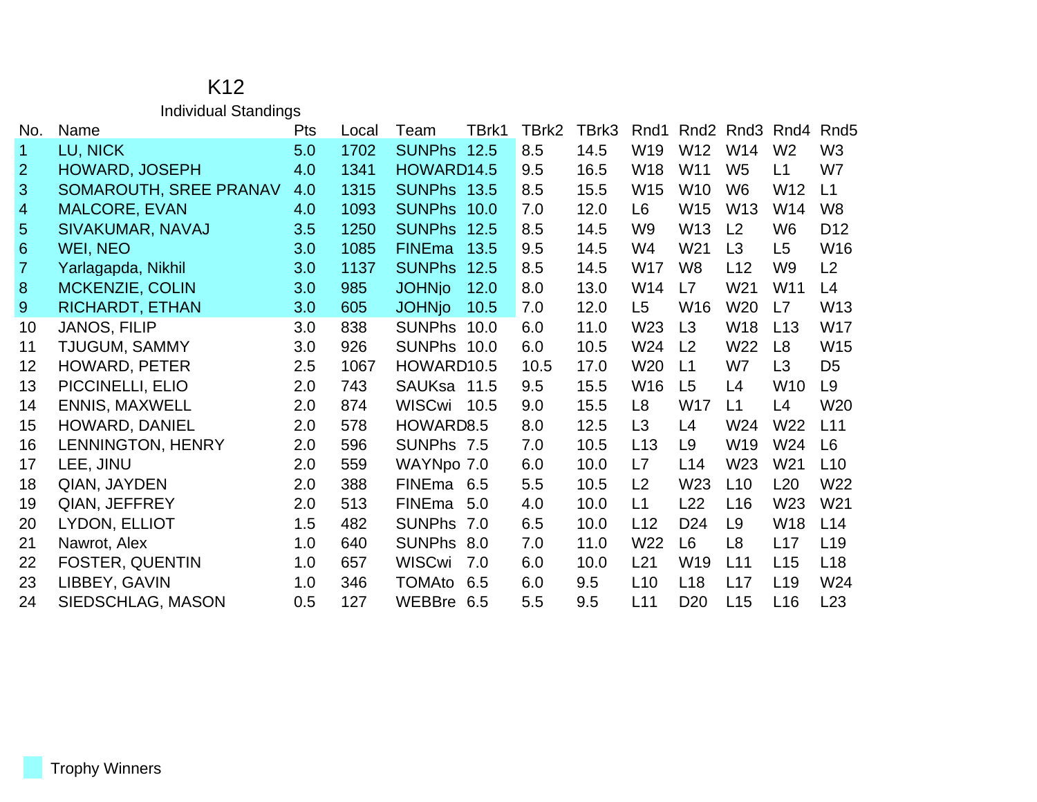# K12

## Individual Standings

| No. | Name | Pts | Local | Team | TBrk1 | TBrk2 | TBrk3 | Rnd1 | Rnd2 | Rnd3 | Rnd4 | Rnd5 |
|---|---|---|---|---|---|---|---|---|---|---|---|---|
| 1 | LU, NICK | 5.0 | 1702 | SUNPhs | 12.5 | 8.5 | 14.5 | W19 | W12 | W14 | W2 | W3 |
| 2 | HOWARD, JOSEPH | 4.0 | 1341 | HOWARD | 14.5 | 9.5 | 16.5 | W18 | W11 | W5 | L1 | W7 |
| 3 | SOMAROUTH, SREE PRANAV | 4.0 | 1315 | SUNPhs | 13.5 | 8.5 | 15.5 | W15 | W10 | W6 | W12 | L1 |
| 4 | MALCORE, EVAN | 4.0 | 1093 | SUNPhs | 10.0 | 7.0 | 12.0 | L6 | W15 | W13 | W14 | W8 |
| 5 | SIVAKUMAR, NAVAJ | 3.5 | 1250 | SUNPhs | 12.5 | 8.5 | 14.5 | W9 | W13 | L2 | W6 | D12 |
| 6 | WEI, NEO | 3.0 | 1085 | FINEma | 13.5 | 9.5 | 14.5 | W4 | W21 | L3 | L5 | W16 |
| 7 | Yarlagapda, Nikhil | 3.0 | 1137 | SUNPhs | 12.5 | 8.5 | 14.5 | W17 | W8 | L12 | W9 | L2 |
| 8 | MCKENZIE, COLIN | 3.0 | 985 | JOHNjo | 12.0 | 8.0 | 13.0 | W14 | L7 | W21 | W11 | L4 |
| 9 | RICHARDT, ETHAN | 3.0 | 605 | JOHNjo | 10.5 | 7.0 | 12.0 | L5 | W16 | W20 | L7 | W13 |
| 10 | JANOS, FILIP | 3.0 | 838 | SUNPhs | 10.0 | 6.0 | 11.0 | W23 | L3 | W18 | L13 | W17 |
| 11 | TJUGUM, SAMMY | 3.0 | 926 | SUNPhs | 10.0 | 6.0 | 10.5 | W24 | L2 | W22 | L8 | W15 |
| 12 | HOWARD, PETER | 2.5 | 1067 | HOWARD | 10.5 | 10.5 | 17.0 | W20 | L1 | W7 | L3 | D5 |
| 13 | PICCINELLI, ELIO | 2.0 | 743 | SAUKsa | 11.5 | 9.5 | 15.5 | W16 | L5 | L4 | W10 | L9 |
| 14 | ENNIS, MAXWELL | 2.0 | 874 | WISCwi | 10.5 | 9.0 | 15.5 | L8 | W17 | L1 | L4 | W20 |
| 15 | HOWARD, DANIEL | 2.0 | 578 | HOWARD | 8.5 | 8.0 | 12.5 | L3 | L4 | W24 | W22 | L11 |
| 16 | LENNINGTON, HENRY | 2.0 | 596 | SUNPhs | 7.5 | 7.0 | 10.5 | L13 | L9 | W19 | W24 | L6 |
| 17 | LEE, JINU | 2.0 | 559 | WAYNpo | 7.0 | 6.0 | 10.0 | L7 | L14 | W23 | W21 | L10 |
| 18 | QIAN, JAYDEN | 2.0 | 388 | FINEma | 6.5 | 5.5 | 10.5 | L2 | W23 | L10 | L20 | W22 |
| 19 | QIAN, JEFFREY | 2.0 | 513 | FINEma | 5.0 | 4.0 | 10.0 | L1 | L22 | L16 | W23 | W21 |
| 20 | LYDON, ELLIOT | 1.5 | 482 | SUNPhs | 7.0 | 6.5 | 10.0 | L12 | D24 | L9 | W18 | L14 |
| 21 | Nawrot, Alex | 1.0 | 640 | SUNPhs | 8.0 | 7.0 | 11.0 | W22 | L6 | L8 | L17 | L19 |
| 22 | FOSTER, QUENTIN | 1.0 | 657 | WISCwi | 7.0 | 6.0 | 10.0 | L21 | W19 | L11 | L15 | L18 |
| 23 | LIBBEY, GAVIN | 1.0 | 346 | TOMAto | 6.5 | 6.0 | 9.5 | L10 | L18 | L17 | L19 | W24 |
| 24 | SIEDSCHLAG, MASON | 0.5 | 127 | WEBBre | 6.5 | 5.5 | 9.5 | L11 | D20 | L15 | L16 | L23 |

Trophy Winners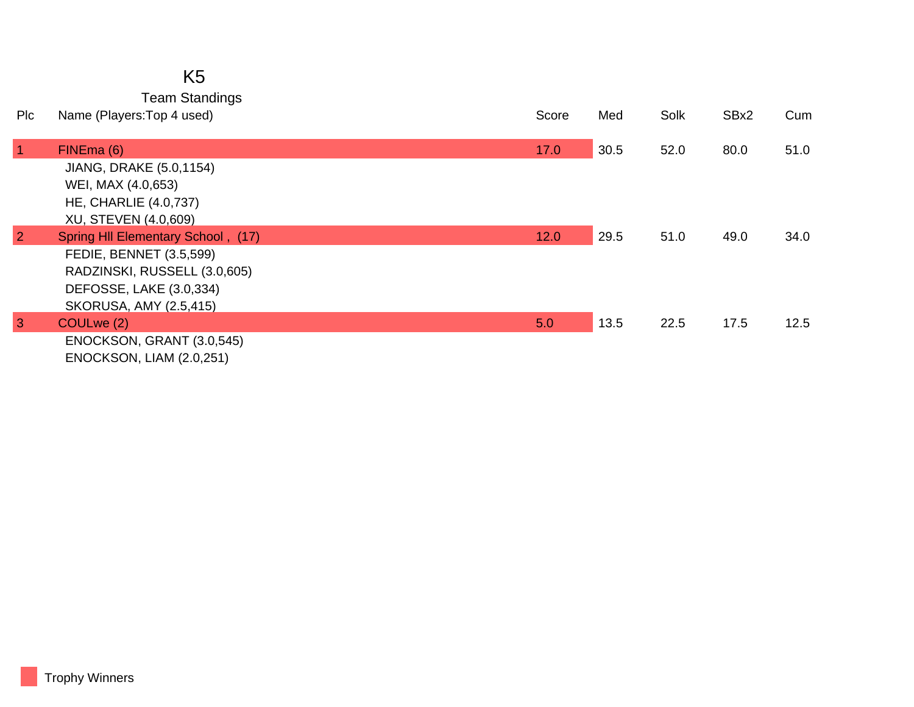# K5

## Team Standings

| Plc | Name (Players:Top 4 used) | Score | Med | Solk | SBx2 | Cum |
|---|---|---|---|---|---|---|
| 1 | FINEma (6) | 17.0 | 30.5 | 52.0 | 80.0 | 51.0 |
| | JIANG, DRAKE (5.0,1154) | | | | | |
| | WEI, MAX (4.0,653) | | | | | |
| | HE, CHARLIE (4.0,737) | | | | | |
| | XU, STEVEN (4.0,609) | | | | | |
| 2 | Spring Hll Elementary School , (17) | 12.0 | 29.5 | 51.0 | 49.0 | 34.0 |
| | FEDIE, BENNET (3.5,599) | | | | | |
| | RADZINSKI, RUSSELL (3.0,605) | | | | | |
| | DEFOSSE, LAKE (3.0,334) | | | | | |
| | SKORUSA, AMY (2.5,415) | | | | | |
| 3 | COULwe (2) | 5.0 | 13.5 | 22.5 | 17.5 | 12.5 |
| | ENOCKSON, GRANT (3.0,545) | | | | | |
| | ENOCKSON, LIAM (2.0,251) | | | | | |

Trophy Winners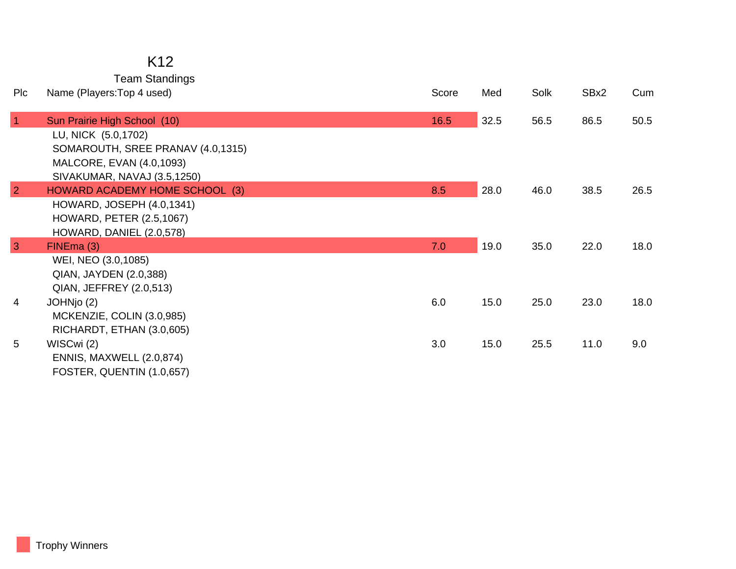# K12

## Team Standings

| Plc | Name (Players:Top 4 used) | Score | Med | Solk | SBx2 | Cum |
|---|---|---|---|---|---|---|
| 1 | Sun Prairie High School (10) | 16.5 | 32.5 | 56.5 | 86.5 | 50.5 |
| | LU, NICK (5.0,1702) | | | | | |
| | SOMAROUTH, SREE PRANAV (4.0,1315) | | | | | |
| | MALCORE, EVAN (4.0,1093) | | | | | |
| | SIVAKUMAR, NAVAJ (3.5,1250) | | | | | |
| 2 | HOWARD ACADEMY HOME SCHOOL (3) | 8.5 | 28.0 | 46.0 | 38.5 | 26.5 |
| | HOWARD, JOSEPH (4.0,1341) | | | | | |
| | HOWARD, PETER (2.5,1067) | | | | | |
| | HOWARD, DANIEL (2.0,578) | | | | | |
| 3 | FINEma (3) | 7.0 | 19.0 | 35.0 | 22.0 | 18.0 |
| | WEI, NEO (3.0,1085) | | | | | |
| | QIAN, JAYDEN (2.0,388) | | | | | |
| | QIAN, JEFFREY (2.0,513) | | | | | |
| 4 | JOHNjo (2) | 6.0 | 15.0 | 25.0 | 23.0 | 18.0 |
| | MCKENZIE, COLIN (3.0,985) | | | | | |
| | RICHARDT, ETHAN (3.0,605) | | | | | |
| 5 | WISCwi (2) | 3.0 | 15.0 | 25.5 | 11.0 | 9.0 |
| | ENNIS, MAXWELL (2.0,874) | | | | | |
| | FOSTER, QUENTIN (1.0,657) | | | | | |

Trophy Winners